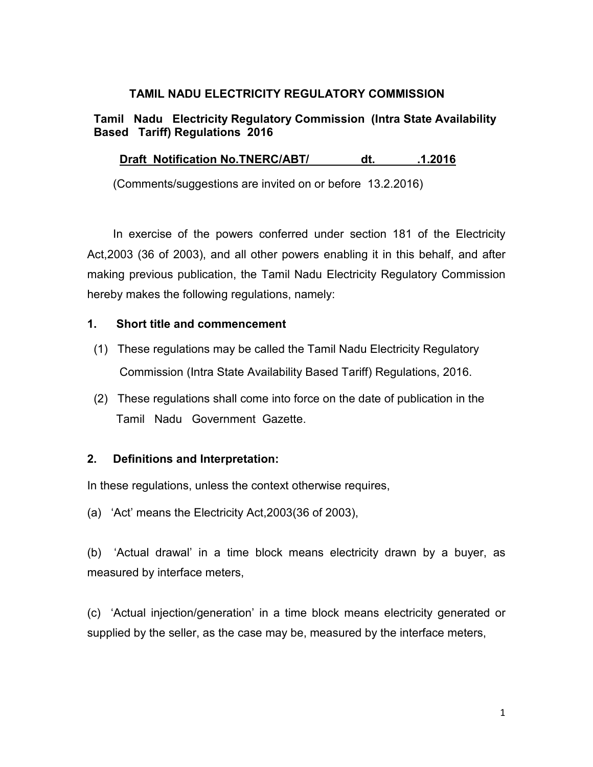# TAMIL NADU ELECTRICITY REGULATORY COMMISSION

## Tamil Nadu Electricity Regulatory Commission (Intra State Availability Based Tariff) Regulations 2016

**Draft Notification No.TNERC/ABT/ dt. .1.2016**

(Comments/suggestions are invited on or before 13.2.2016)

In exercise of the powers conferred under section 181 of the Electricity Act,2003 (36 of 2003), and all other powers enabling it in this behalf, and after making previous publication, the Tamil Nadu Electricity Regulatory Commission hereby makes the following regulations, namely:

### 1. Short title and commencement

(1) These regulations may be called the Tamil Nadu Electricity Regulatory Commission (Intra State Availability Based Tariff) Regulations, 2016.

(2) These regulations shall come into force on the date of publication in the Tamil Nadu Government Gazette.

### 2. Definitions and Interpretation:

In these regulations, unless the context otherwise requires,

(a) 'Act' means the Electricity Act,2003(36 of 2003),

(b) 'Actual drawal' in a time block means electricity drawn by a buyer, as measured by interface meters,

(c) 'Actual injection/generation' in a time block means electricity generated or supplied by the seller, as the case may be, measured by the interface meters,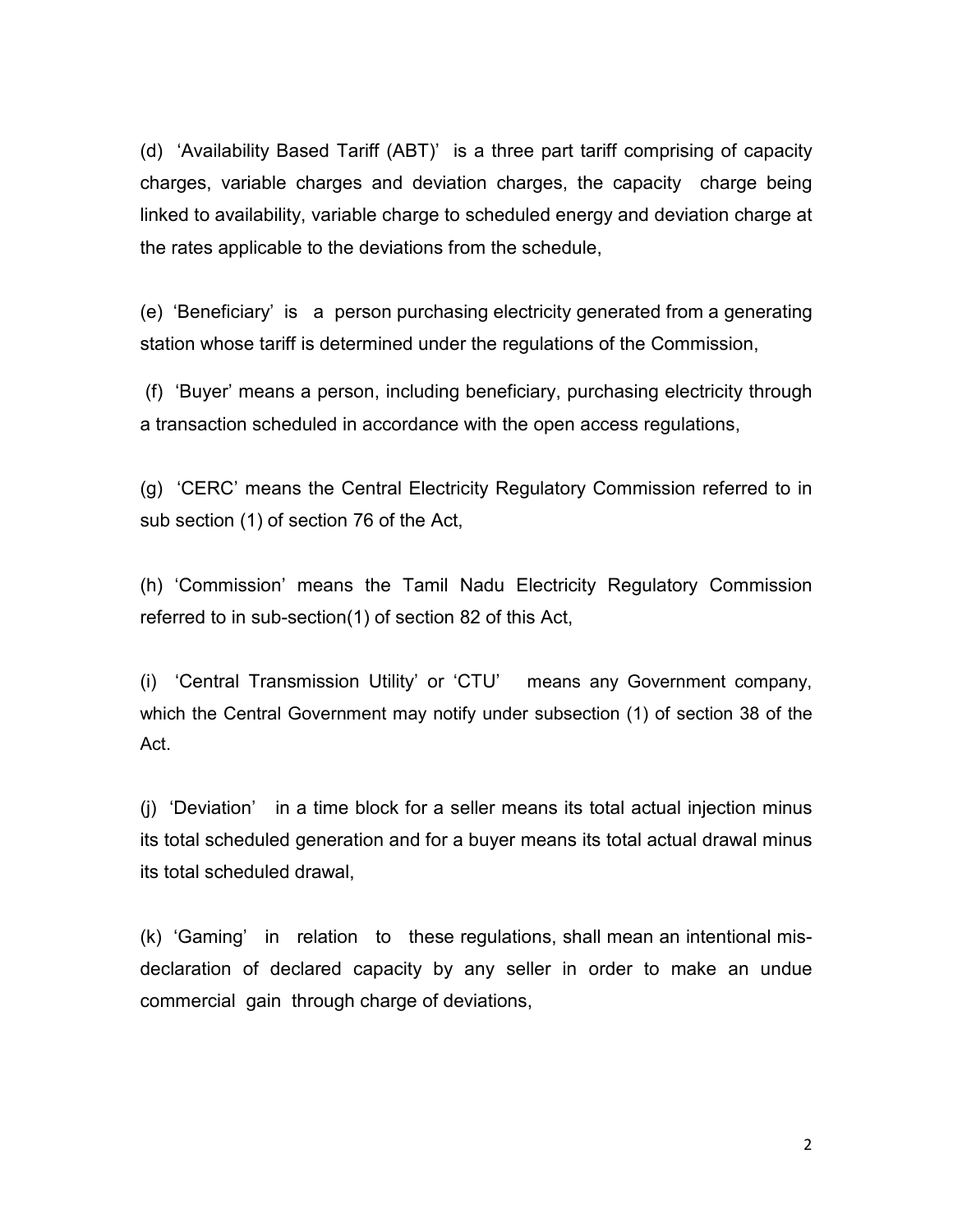(d) 'Availability Based Tariff (ABT)' is a three part tariff comprising of capacity charges, variable charges and deviation charges, the capacity charge being linked to availability, variable charge to scheduled energy and deviation charge at the rates applicable to the deviations from the schedule,

(e) 'Beneficiary' is a person purchasing electricity generated from a generating station whose tariff is determined under the regulations of the Commission,

(f) 'Buyer' means a person, including beneficiary, purchasing electricity through a transaction scheduled in accordance with the open access regulations,

(g) 'CERC' means the Central Electricity Regulatory Commission referred to in sub section (1) of section 76 of the Act,

(h) 'Commission' means the Tamil Nadu Electricity Regulatory Commission referred to in sub-section(1) of section 82 of this Act,

(i) 'Central Transmission Utility' or 'CTU' means any Government company, which the Central Government may notify under subsection (1) of section 38 of the Act.

(j) 'Deviation' in a time block for a seller means its total actual injection minus its total scheduled generation and for a buyer means its total actual drawal minus its total scheduled drawal,

(k) 'Gaming' in relation to these regulations, shall mean an intentional mis-declaration of declared capacity by any seller in order to make an undue commercial gain through charge of deviations,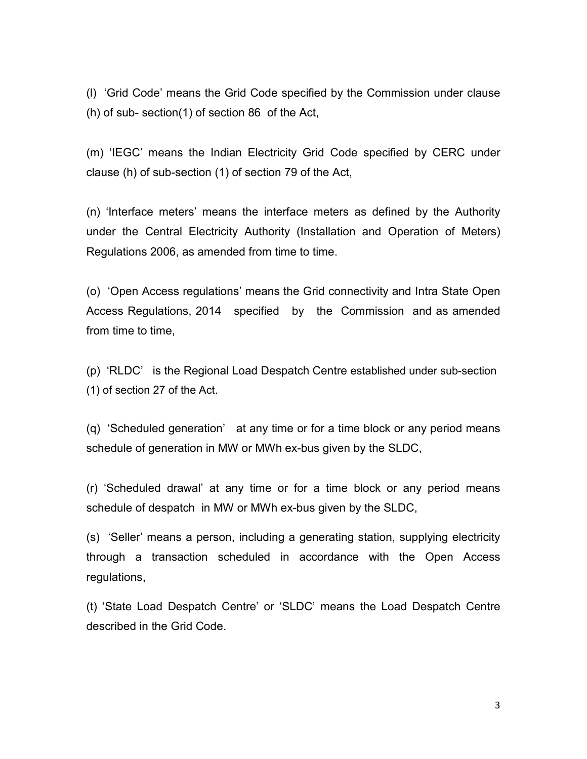(l) 'Grid Code' means the Grid Code specified by the Commission under clause (h) of sub- section(1) of section 86 of the Act,

(m) 'IEGC' means the Indian Electricity Grid Code specified by CERC under clause (h) of sub-section (1) of section 79 of the Act,

(n) 'Interface meters' means the interface meters as defined by the Authority under the Central Electricity Authority (Installation and Operation of Meters) Regulations 2006, as amended from time to time.

(o) 'Open Access regulations' means the Grid connectivity and Intra State Open Access Regulations, 2014 specified by the Commission and as amended from time to time,

(p) 'RLDC' is the Regional Load Despatch Centre established under sub-section (1) of section 27 of the Act.

(q) 'Scheduled generation' at any time or for a time block or any period means schedule of generation in MW or MWh ex-bus given by the SLDC,

(r) 'Scheduled drawal' at any time or for a time block or any period means schedule of despatch in MW or MWh ex-bus given by the SLDC,

(s) 'Seller' means a person, including a generating station, supplying electricity through a transaction scheduled in accordance with the Open Access regulations,

(t) 'State Load Despatch Centre' or 'SLDC' means the Load Despatch Centre described in the Grid Code.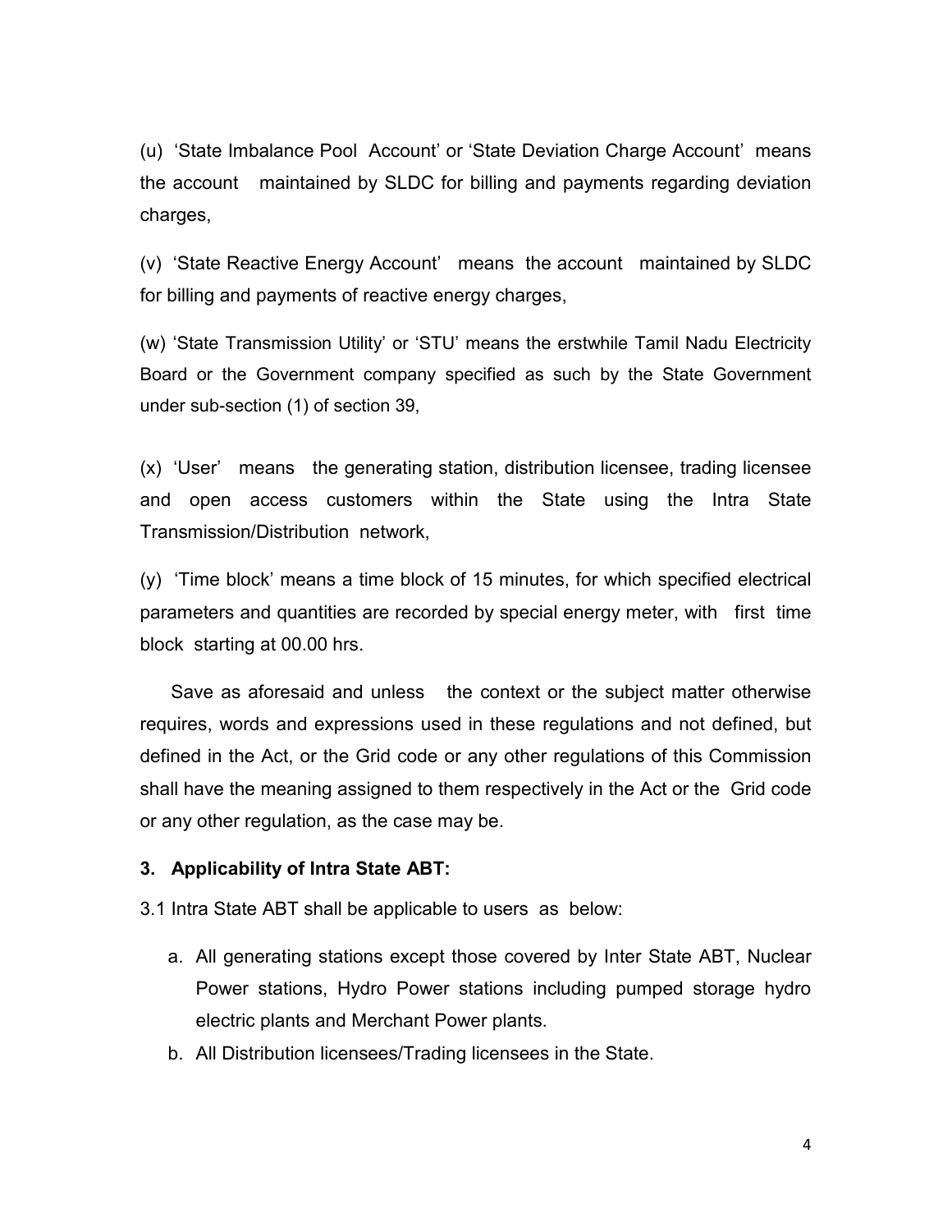(u) 'State Imbalance Pool Account' or 'State Deviation Charge Account' means the account maintained by SLDC for billing and payments regarding deviation charges,

(v) 'State Reactive Energy Account' means the account maintained by SLDC for billing and payments of reactive energy charges,

(w) 'State Transmission Utility' or 'STU' means the erstwhile Tamil Nadu Electricity Board or the Government company specified as such by the State Government under sub-section (1) of section 39,

(x) 'User' means the generating station, distribution licensee, trading licensee and open access customers within the State using the Intra State Transmission/Distribution network,

(y) 'Time block' means a time block of 15 minutes, for which specified electrical parameters and quantities are recorded by special energy meter, with first time block starting at 00.00 hrs.

Save as aforesaid and unless the context or the subject matter otherwise requires, words and expressions used in these regulations and not defined, but defined in the Act, or the Grid code or any other regulations of this Commission shall have the meaning assigned to them respectively in the Act or the Grid code or any other regulation, as the case may be.

**3. Applicability of Intra State ABT:**

3.1 Intra State ABT shall be applicable to users as below:

a. All generating stations except those covered by Inter State ABT, Nuclear Power stations, Hydro Power stations including pumped storage hydro electric plants and Merchant Power plants.
b. All Distribution licensees/Trading licensees in the State.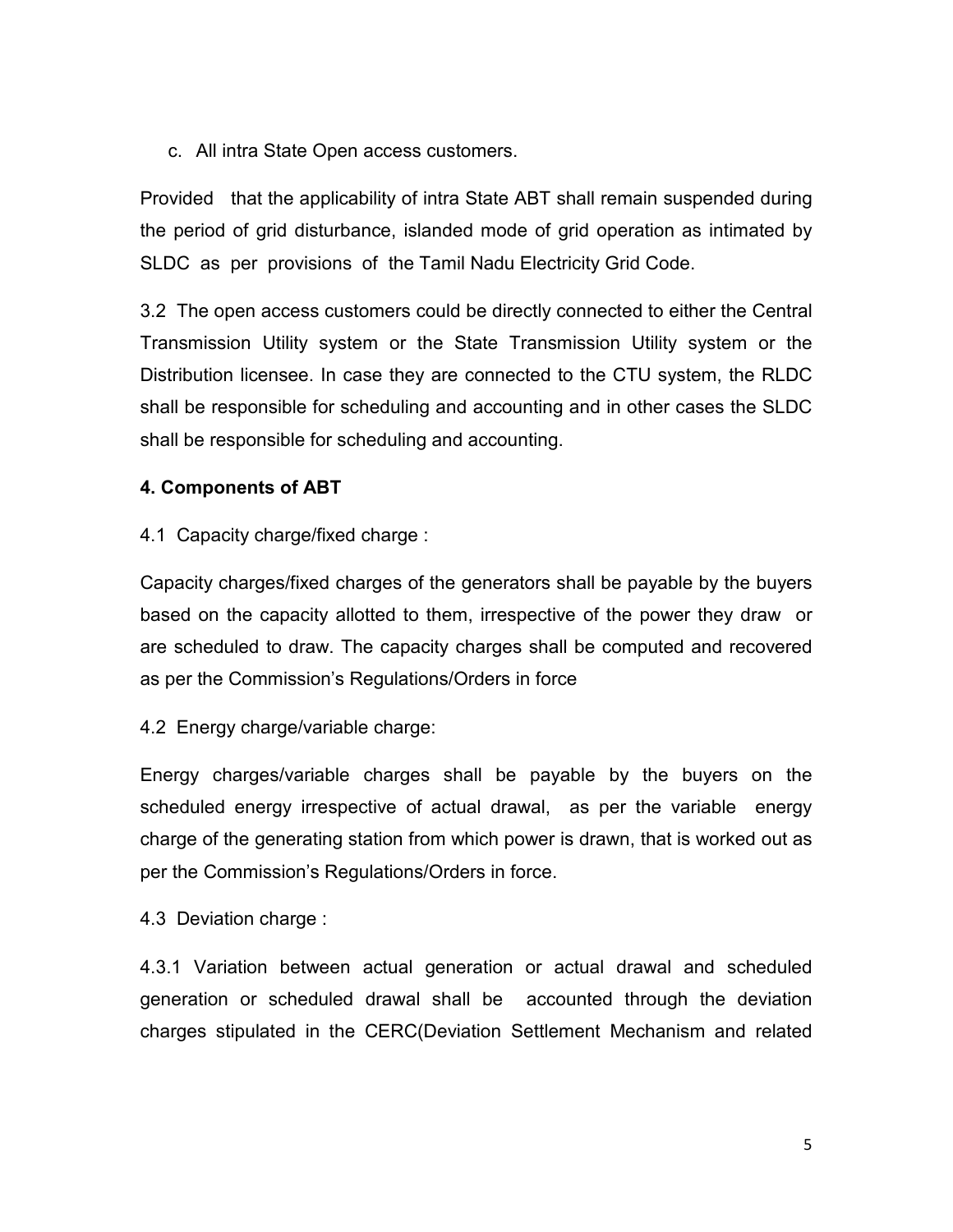c. All intra State Open access customers.

Provided that the applicability of intra State ABT shall remain suspended during the period of grid disturbance, islanded mode of grid operation as intimated by SLDC as per provisions of the Tamil Nadu Electricity Grid Code.

3.2 The open access customers could be directly connected to either the Central Transmission Utility system or the State Transmission Utility system or the Distribution licensee. In case they are connected to the CTU system, the RLDC shall be responsible for scheduling and accounting and in other cases the SLDC shall be responsible for scheduling and accounting.

**4. Components of ABT**

4.1 Capacity charge/fixed charge :

Capacity charges/fixed charges of the generators shall be payable by the buyers based on the capacity allotted to them, irrespective of the power they draw or are scheduled to draw. The capacity charges shall be computed and recovered as per the Commission's Regulations/Orders in force

4.2 Energy charge/variable charge:

Energy charges/variable charges shall be payable by the buyers on the scheduled energy irrespective of actual drawal, as per the variable energy charge of the generating station from which power is drawn, that is worked out as per the Commission's Regulations/Orders in force.

4.3 Deviation charge :

4.3.1 Variation between actual generation or actual drawal and scheduled generation or scheduled drawal shall be accounted through the deviation charges stipulated in the CERC(Deviation Settlement Mechanism and related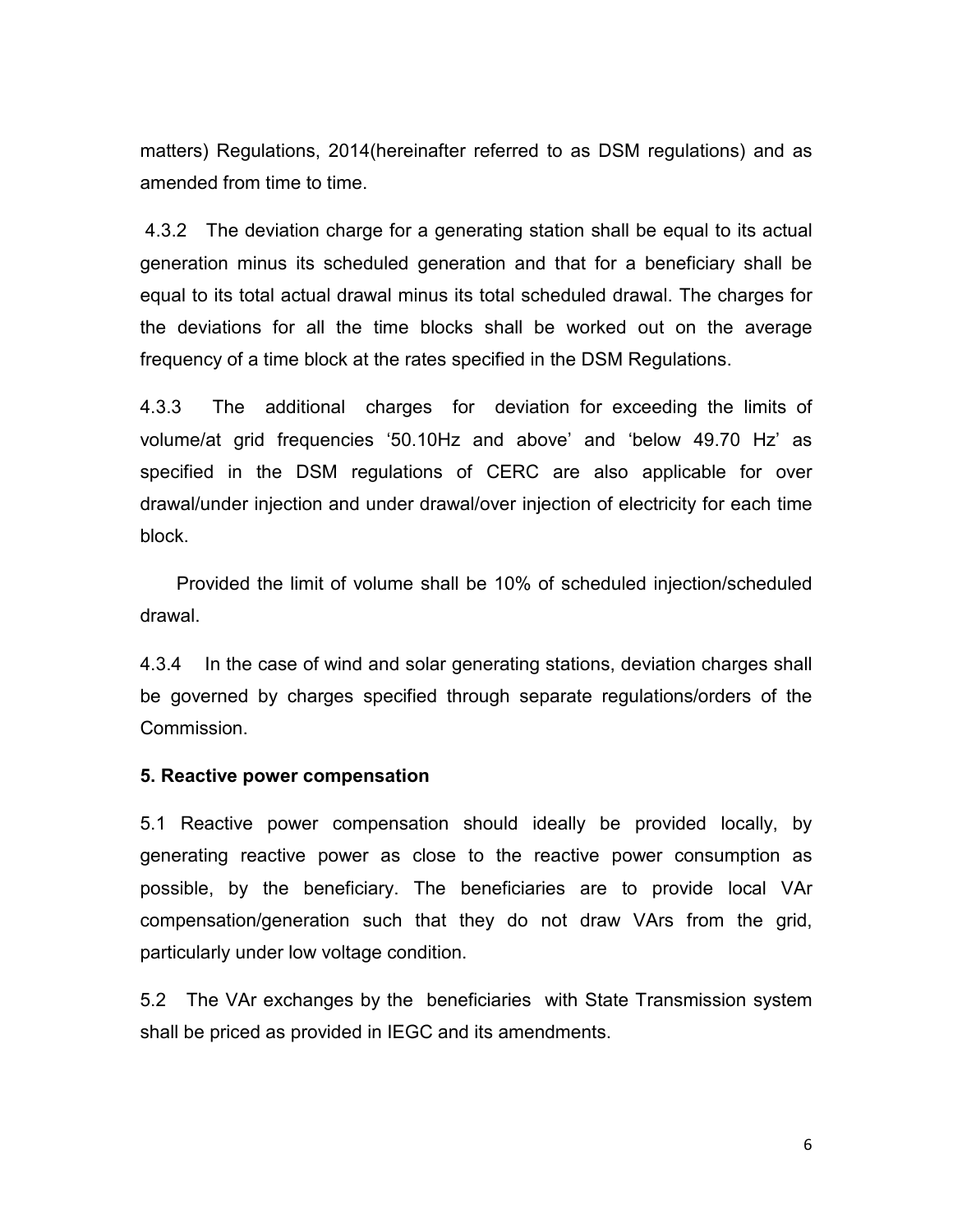matters) Regulations, 2014(hereinafter referred to as DSM regulations) and as amended from time to time.

4.3.2 The deviation charge for a generating station shall be equal to its actual generation minus its scheduled generation and that for a beneficiary shall be equal to its total actual drawal minus its total scheduled drawal. The charges for the deviations for all the time blocks shall be worked out on the average frequency of a time block at the rates specified in the DSM Regulations.

4.3.3 The additional charges for deviation for exceeding the limits of volume/at grid frequencies '50.10Hz and above' and 'below 49.70 Hz' as specified in the DSM regulations of CERC are also applicable for over drawal/under injection and under drawal/over injection of electricity for each time block.

Provided the limit of volume shall be 10% of scheduled injection/scheduled drawal.

4.3.4 In the case of wind and solar generating stations, deviation charges shall be governed by charges specified through separate regulations/orders of the Commission.

**5. Reactive power compensation**

5.1 Reactive power compensation should ideally be provided locally, by generating reactive power as close to the reactive power consumption as possible, by the beneficiary. The beneficiaries are to provide local VAr compensation/generation such that they do not draw VArs from the grid, particularly under low voltage condition.

5.2 The VAr exchanges by the beneficiaries with State Transmission system shall be priced as provided in IEGC and its amendments.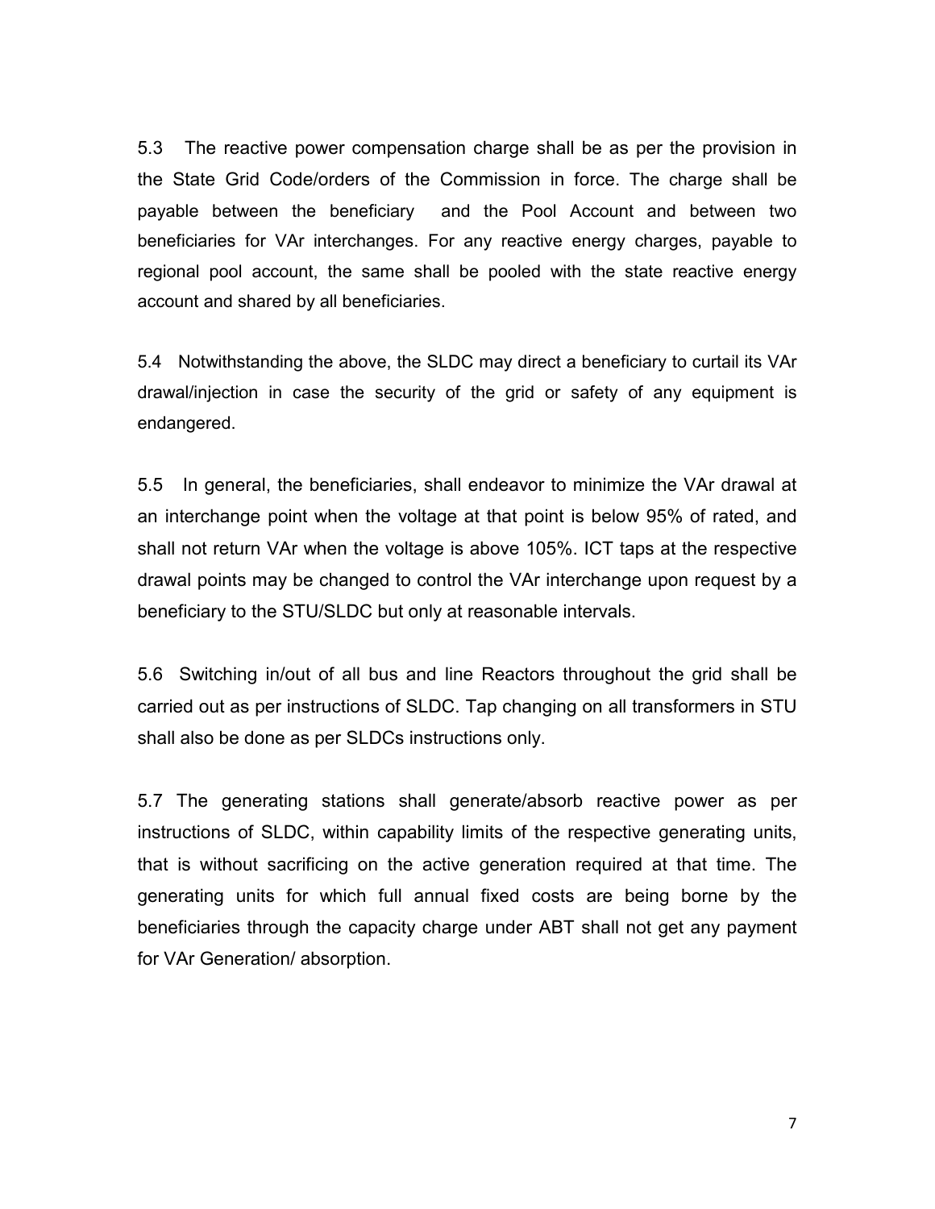5.3 The reactive power compensation charge shall be as per the provision in the State Grid Code/orders of the Commission in force. The charge shall be payable between the beneficiary and the Pool Account and between two beneficiaries for VAr interchanges. For any reactive energy charges, payable to regional pool account, the same shall be pooled with the state reactive energy account and shared by all beneficiaries.

5.4 Notwithstanding the above, the SLDC may direct a beneficiary to curtail its VAr drawal/injection in case the security of the grid or safety of any equipment is endangered.

5.5 In general, the beneficiaries, shall endeavor to minimize the VAr drawal at an interchange point when the voltage at that point is below 95% of rated, and shall not return VAr when the voltage is above 105%. ICT taps at the respective drawal points may be changed to control the VAr interchange upon request by a beneficiary to the STU/SLDC but only at reasonable intervals.

5.6 Switching in/out of all bus and line Reactors throughout the grid shall be carried out as per instructions of SLDC. Tap changing on all transformers in STU shall also be done as per SLDCs instructions only.

5.7 The generating stations shall generate/absorb reactive power as per instructions of SLDC, within capability limits of the respective generating units, that is without sacrificing on the active generation required at that time. The generating units for which full annual fixed costs are being borne by the beneficiaries through the capacity charge under ABT shall not get any payment for VAr Generation/ absorption.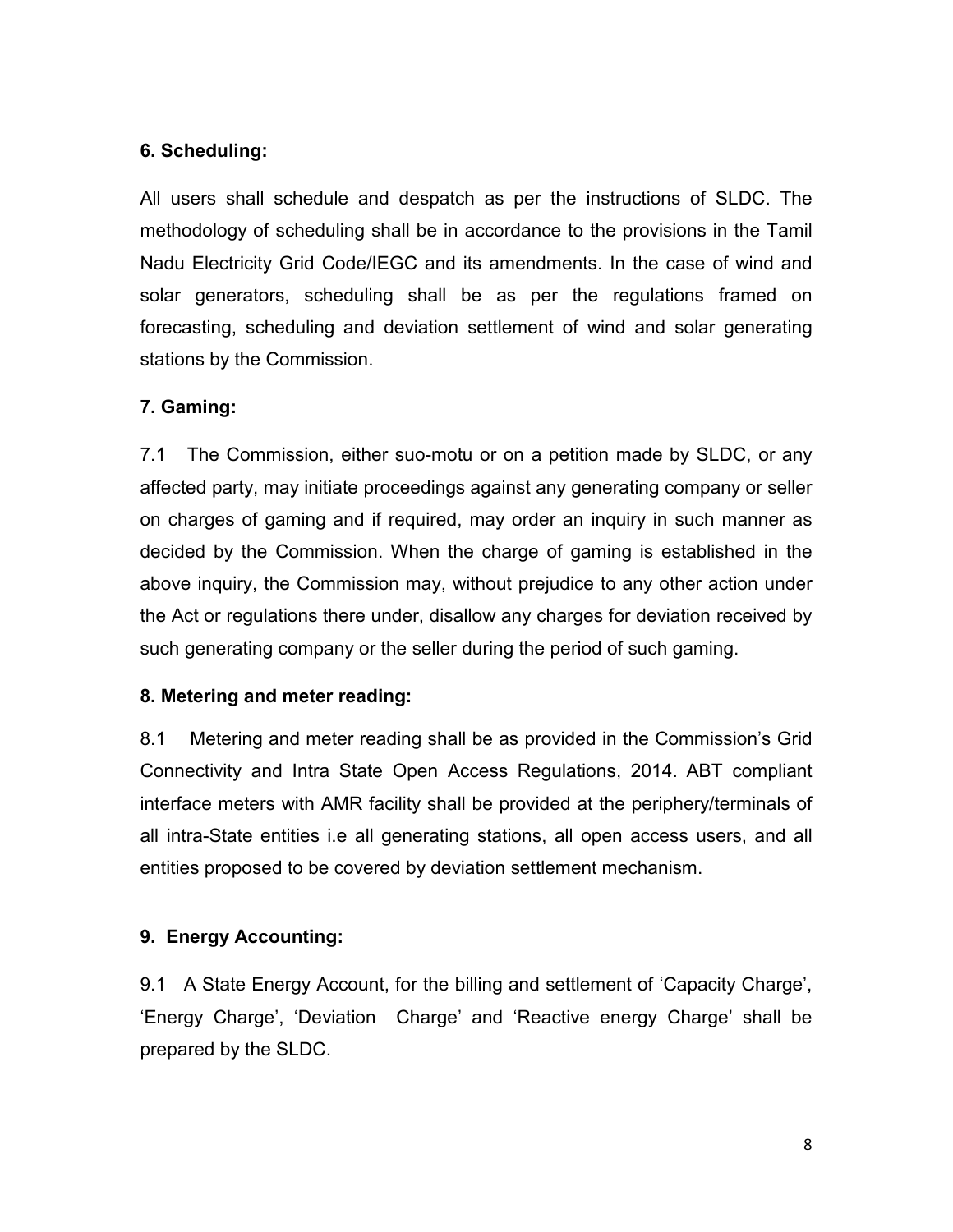## 6. Scheduling:

All users shall schedule and despatch as per the instructions of SLDC. The methodology of scheduling shall be in accordance to the provisions in the Tamil Nadu Electricity Grid Code/IEGC and its amendments. In the case of wind and solar generators, scheduling shall be as per the regulations framed on forecasting, scheduling and deviation settlement of wind and solar generating stations by the Commission.

## 7. Gaming:

7.1 The Commission, either suo-motu or on a petition made by SLDC, or any affected party, may initiate proceedings against any generating company or seller on charges of gaming and if required, may order an inquiry in such manner as decided by the Commission. When the charge of gaming is established in the above inquiry, the Commission may, without prejudice to any other action under the Act or regulations there under, disallow any charges for deviation received by such generating company or the seller during the period of such gaming.

## 8. Metering and meter reading:

8.1 Metering and meter reading shall be as provided in the Commission's Grid Connectivity and Intra State Open Access Regulations, 2014. ABT compliant interface meters with AMR facility shall be provided at the periphery/terminals of all intra-State entities i.e all generating stations, all open access users, and all entities proposed to be covered by deviation settlement mechanism.

## 9. Energy Accounting:

9.1 A State Energy Account, for the billing and settlement of 'Capacity Charge', 'Energy Charge', 'Deviation Charge' and 'Reactive energy Charge' shall be prepared by the SLDC.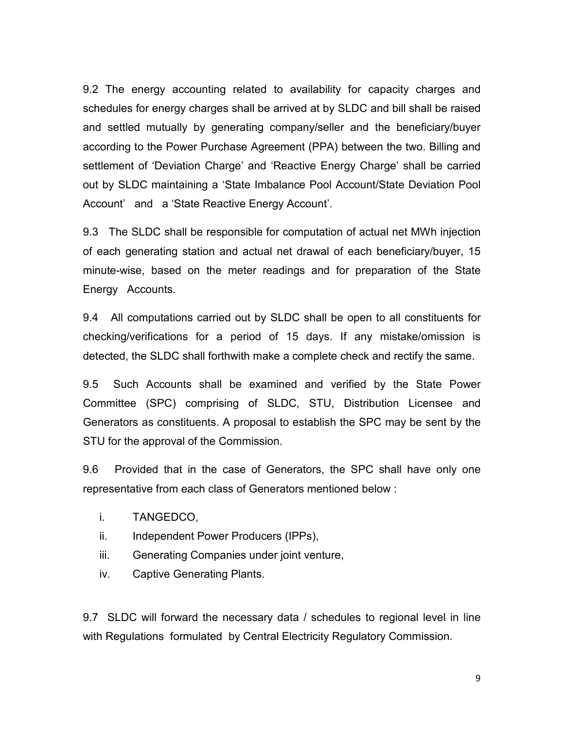9.2 The energy accounting related to availability for capacity charges and schedules for energy charges shall be arrived at by SLDC and bill shall be raised and settled mutually by generating company/seller and the beneficiary/buyer according to the Power Purchase Agreement (PPA) between the two. Billing and settlement of 'Deviation Charge' and 'Reactive Energy Charge' shall be carried out by SLDC maintaining a 'State Imbalance Pool Account/State Deviation Pool Account' and a 'State Reactive Energy Account'.

9.3 The SLDC shall be responsible for computation of actual net MWh injection of each generating station and actual net drawal of each beneficiary/buyer, 15 minute-wise, based on the meter readings and for preparation of the State Energy Accounts.

9.4 All computations carried out by SLDC shall be open to all constituents for checking/verifications for a period of 15 days. If any mistake/omission is detected, the SLDC shall forthwith make a complete check and rectify the same.

9.5 Such Accounts shall be examined and verified by the State Power Committee (SPC) comprising of SLDC, STU, Distribution Licensee and Generators as constituents. A proposal to establish the SPC may be sent by the STU for the approval of the Commission.

9.6 Provided that in the case of Generators, the SPC shall have only one representative from each class of Generators mentioned below :

i. TANGEDCO,
ii. Independent Power Producers (IPPs),
iii. Generating Companies under joint venture,
iv. Captive Generating Plants.

9.7 SLDC will forward the necessary data / schedules to regional level in line with Regulations formulated by Central Electricity Regulatory Commission.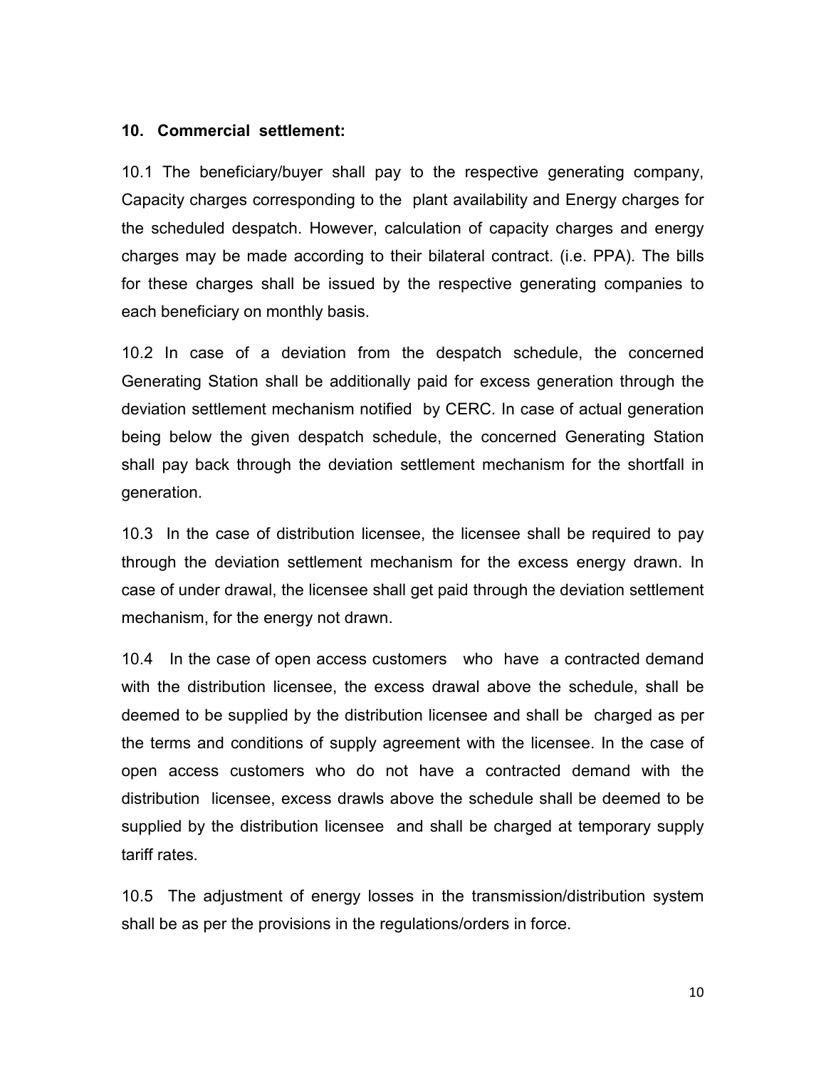**10. Commercial settlement:**

10.1 The beneficiary/buyer shall pay to the respective generating company, Capacity charges corresponding to the plant availability and Energy charges for the scheduled despatch. However, calculation of capacity charges and energy charges may be made according to their bilateral contract. (i.e. PPA). The bills for these charges shall be issued by the respective generating companies to each beneficiary on monthly basis.

10.2 In case of a deviation from the despatch schedule, the concerned Generating Station shall be additionally paid for excess generation through the deviation settlement mechanism notified by CERC. In case of actual generation being below the given despatch schedule, the concerned Generating Station shall pay back through the deviation settlement mechanism for the shortfall in generation.

10.3 In the case of distribution licensee, the licensee shall be required to pay through the deviation settlement mechanism for the excess energy drawn. In case of under drawal, the licensee shall get paid through the deviation settlement mechanism, for the energy not drawn.

10.4 In the case of open access customers who have a contracted demand with the distribution licensee, the excess drawal above the schedule, shall be deemed to be supplied by the distribution licensee and shall be charged as per the terms and conditions of supply agreement with the licensee. In the case of open access customers who do not have a contracted demand with the distribution licensee, excess drawls above the schedule shall be deemed to be supplied by the distribution licensee and shall be charged at temporary supply tariff rates.

10.5 The adjustment of energy losses in the transmission/distribution system shall be as per the provisions in the regulations/orders in force.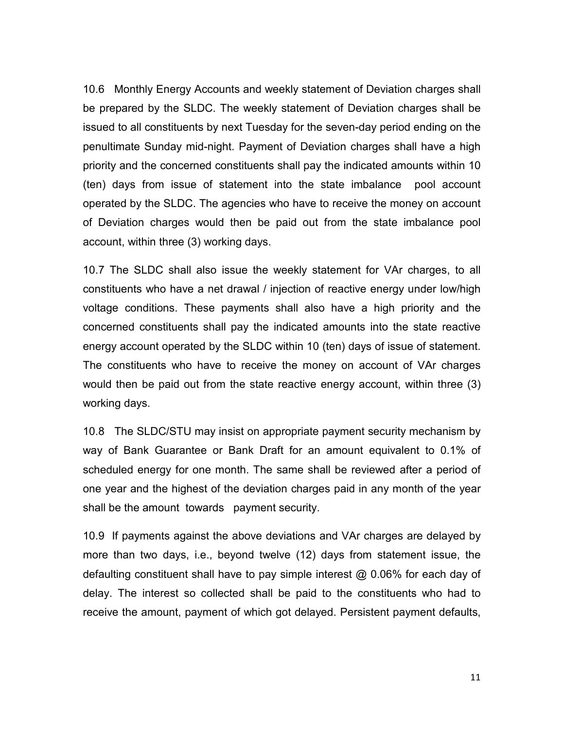10.6 Monthly Energy Accounts and weekly statement of Deviation charges shall be prepared by the SLDC. The weekly statement of Deviation charges shall be issued to all constituents by next Tuesday for the seven-day period ending on the penultimate Sunday mid-night. Payment of Deviation charges shall have a high priority and the concerned constituents shall pay the indicated amounts within 10 (ten) days from issue of statement into the state imbalance pool account operated by the SLDC. The agencies who have to receive the money on account of Deviation charges would then be paid out from the state imbalance pool account, within three (3) working days.

10.7 The SLDC shall also issue the weekly statement for VAr charges, to all constituents who have a net drawal / injection of reactive energy under low/high voltage conditions. These payments shall also have a high priority and the concerned constituents shall pay the indicated amounts into the state reactive energy account operated by the SLDC within 10 (ten) days of issue of statement. The constituents who have to receive the money on account of VAr charges would then be paid out from the state reactive energy account, within three (3) working days.

10.8 The SLDC/STU may insist on appropriate payment security mechanism by way of Bank Guarantee or Bank Draft for an amount equivalent to 0.1% of scheduled energy for one month. The same shall be reviewed after a period of one year and the highest of the deviation charges paid in any month of the year shall be the amount towards payment security.

10.9 If payments against the above deviations and VAr charges are delayed by more than two days, i.e., beyond twelve (12) days from statement issue, the defaulting constituent shall have to pay simple interest @ 0.06% for each day of delay. The interest so collected shall be paid to the constituents who had to receive the amount, payment of which got delayed. Persistent payment defaults,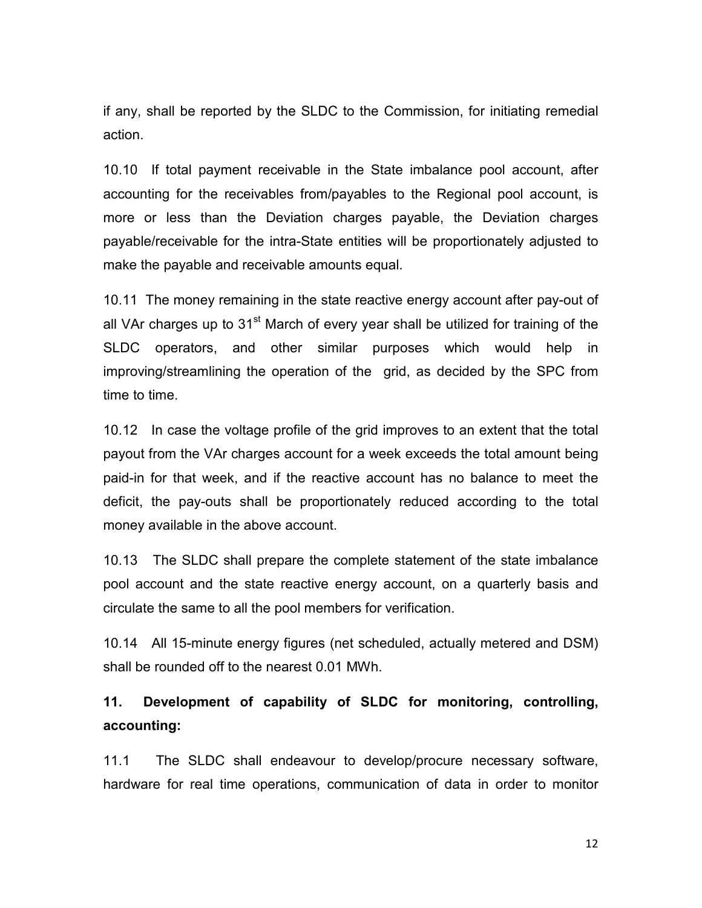if any, shall be reported by the SLDC to the Commission, for initiating remedial action.

10.10 If total payment receivable in the State imbalance pool account, after accounting for the receivables from/payables to the Regional pool account, is more or less than the Deviation charges payable, the Deviation charges payable/receivable for the intra-State entities will be proportionately adjusted to make the payable and receivable amounts equal.

10.11 The money remaining in the state reactive energy account after pay-out of all VAr charges up to 31st March of every year shall be utilized for training of the SLDC operators, and other similar purposes which would help in improving/streamlining the operation of the grid, as decided by the SPC from time to time.

10.12 In case the voltage profile of the grid improves to an extent that the total payout from the VAr charges account for a week exceeds the total amount being paid-in for that week, and if the reactive account has no balance to meet the deficit, the pay-outs shall be proportionately reduced according to the total money available in the above account.

10.13 The SLDC shall prepare the complete statement of the state imbalance pool account and the state reactive energy account, on a quarterly basis and circulate the same to all the pool members for verification.

10.14 All 15-minute energy figures (net scheduled, actually metered and DSM) shall be rounded off to the nearest 0.01 MWh.

## 11. Development of capability of SLDC for monitoring, controlling, accounting:

11.1 The SLDC shall endeavour to develop/procure necessary software, hardware for real time operations, communication of data in order to monitor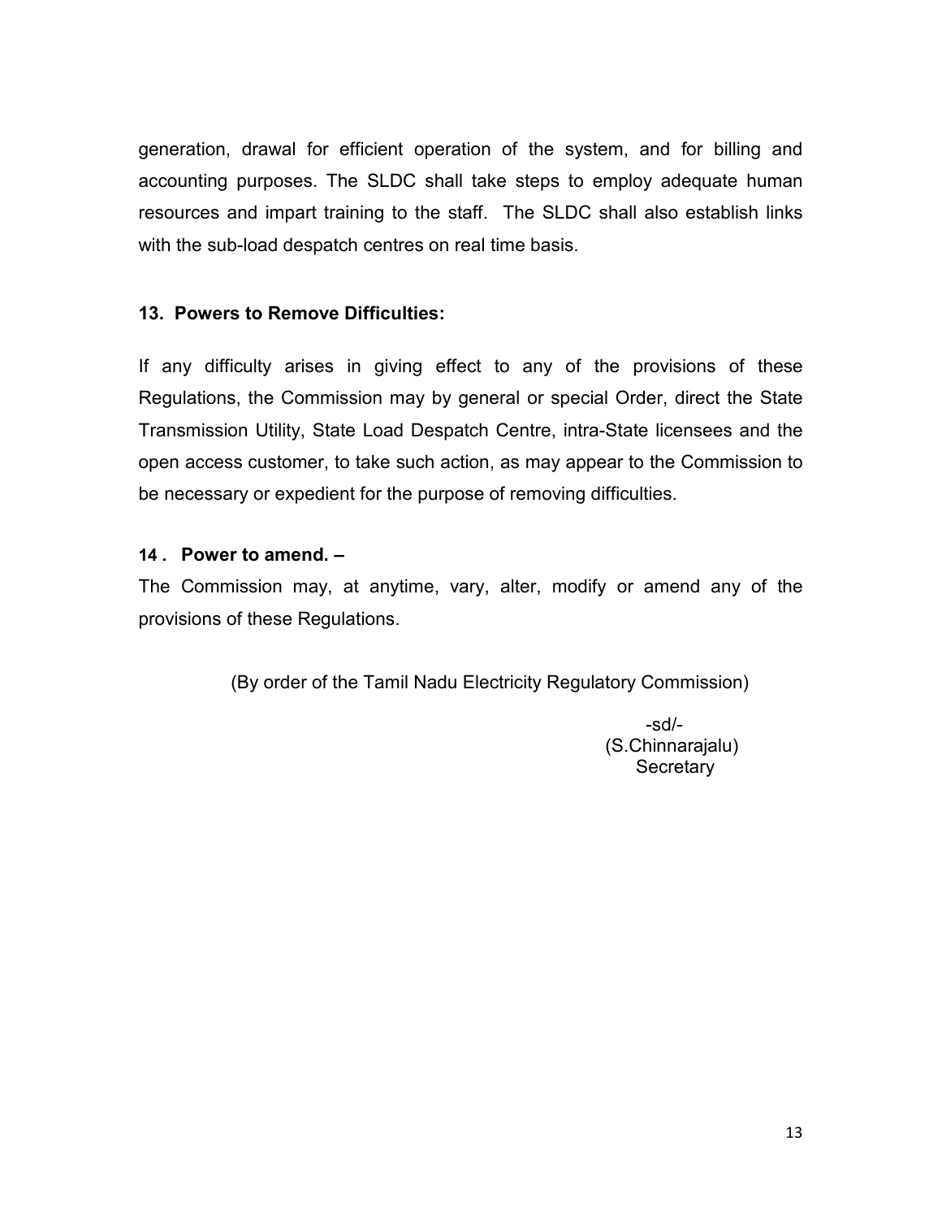generation, drawal for efficient operation of the system, and for billing and accounting purposes. The SLDC shall take steps to employ adequate human resources and impart training to the staff. The SLDC shall also establish links with the sub-load despatch centres on real time basis.

**13. Powers to Remove Difficulties:**

If any difficulty arises in giving effect to any of the provisions of these Regulations, the Commission may by general or special Order, direct the State Transmission Utility, State Load Despatch Centre, intra-State licensees and the open access customer, to take such action, as may appear to the Commission to be necessary or expedient for the purpose of removing difficulties.

**14 . Power to amend. –**

The Commission may, at anytime, vary, alter, modify or amend any of the provisions of these Regulations.

(By order of the Tamil Nadu Electricity Regulatory Commission)

-sd/-
(S.Chinnarajalu)
Secretary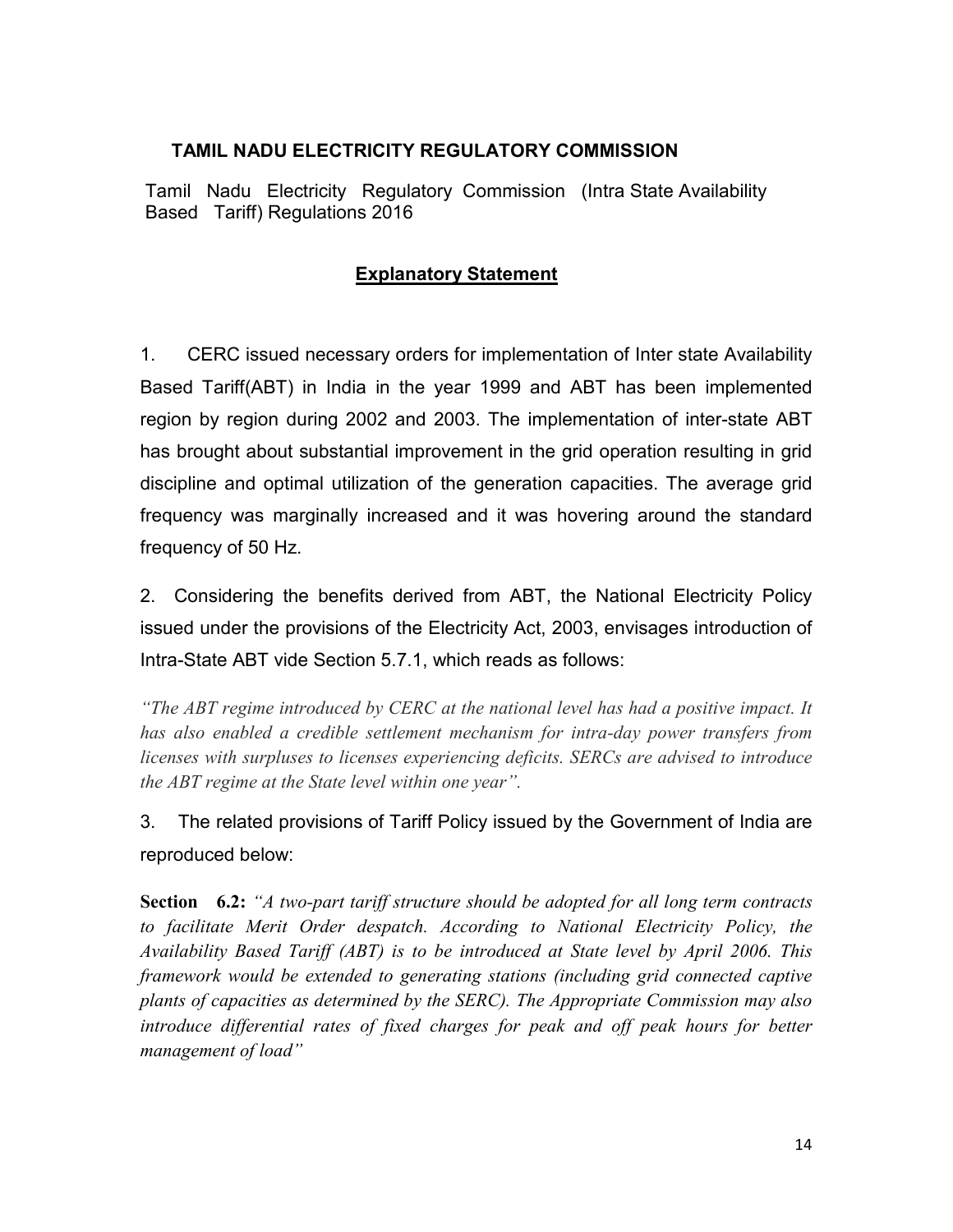## TAMIL NADU ELECTRICITY REGULATORY COMMISSION

Tamil Nadu Electricity Regulatory Commission (Intra State Availability Based Tariff) Regulations 2016

### Explanatory Statement

1. CERC issued necessary orders for implementation of Inter state Availability Based Tariff(ABT) in India in the year 1999 and ABT has been implemented region by region during 2002 and 2003. The implementation of inter-state ABT has brought about substantial improvement in the grid operation resulting in grid discipline and optimal utilization of the generation capacities. The average grid frequency was marginally increased and it was hovering around the standard frequency of 50 Hz.

2. Considering the benefits derived from ABT, the National Electricity Policy issued under the provisions of the Electricity Act, 2003, envisages introduction of Intra-State ABT vide Section 5.7.1, which reads as follows:

*"The ABT regime introduced by CERC at the national level has had a positive impact. It has also enabled a credible settlement mechanism for intra-day power transfers from licenses with surpluses to licenses experiencing deficits. SERCs are advised to introduce the ABT regime at the State level within one year".*

3. The related provisions of Tariff Policy issued by the Government of India are reproduced below:

**Section 6.2:** *"A two-part tariff structure should be adopted for all long term contracts to facilitate Merit Order despatch. According to National Electricity Policy, the Availability Based Tariff (ABT) is to be introduced at State level by April 2006. This framework would be extended to generating stations (including grid connected captive plants of capacities as determined by the SERC). The Appropriate Commission may also introduce differential rates of fixed charges for peak and off peak hours for better management of load"*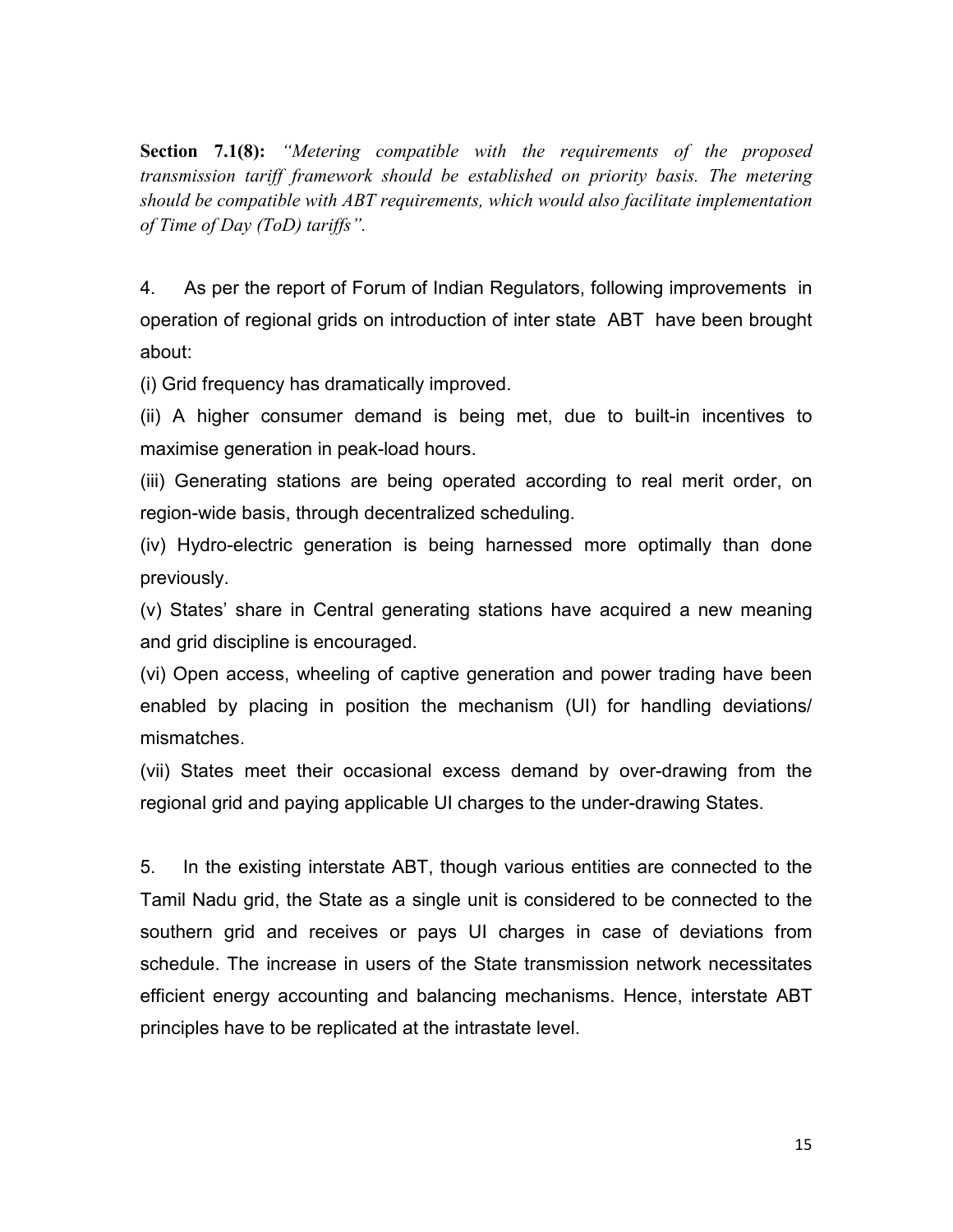**Section 7.1(8):** *"Metering compatible with the requirements of the proposed transmission tariff framework should be established on priority basis. The metering should be compatible with ABT requirements, which would also facilitate implementation of Time of Day (ToD) tariffs".*

4. As per the report of Forum of Indian Regulators, following improvements in operation of regional grids on introduction of inter state ABT have been brought about:

(i) Grid frequency has dramatically improved.

(ii) A higher consumer demand is being met, due to built-in incentives to maximise generation in peak-load hours.

(iii) Generating stations are being operated according to real merit order, on region-wide basis, through decentralized scheduling.

(iv) Hydro-electric generation is being harnessed more optimally than done previously.

(v) States' share in Central generating stations have acquired a new meaning and grid discipline is encouraged.

(vi) Open access, wheeling of captive generation and power trading have been enabled by placing in position the mechanism (UI) for handling deviations/ mismatches.

(vii) States meet their occasional excess demand by over-drawing from the regional grid and paying applicable UI charges to the under-drawing States.

5. In the existing interstate ABT, though various entities are connected to the Tamil Nadu grid, the State as a single unit is considered to be connected to the southern grid and receives or pays UI charges in case of deviations from schedule. The increase in users of the State transmission network necessitates efficient energy accounting and balancing mechanisms. Hence, interstate ABT principles have to be replicated at the intrastate level.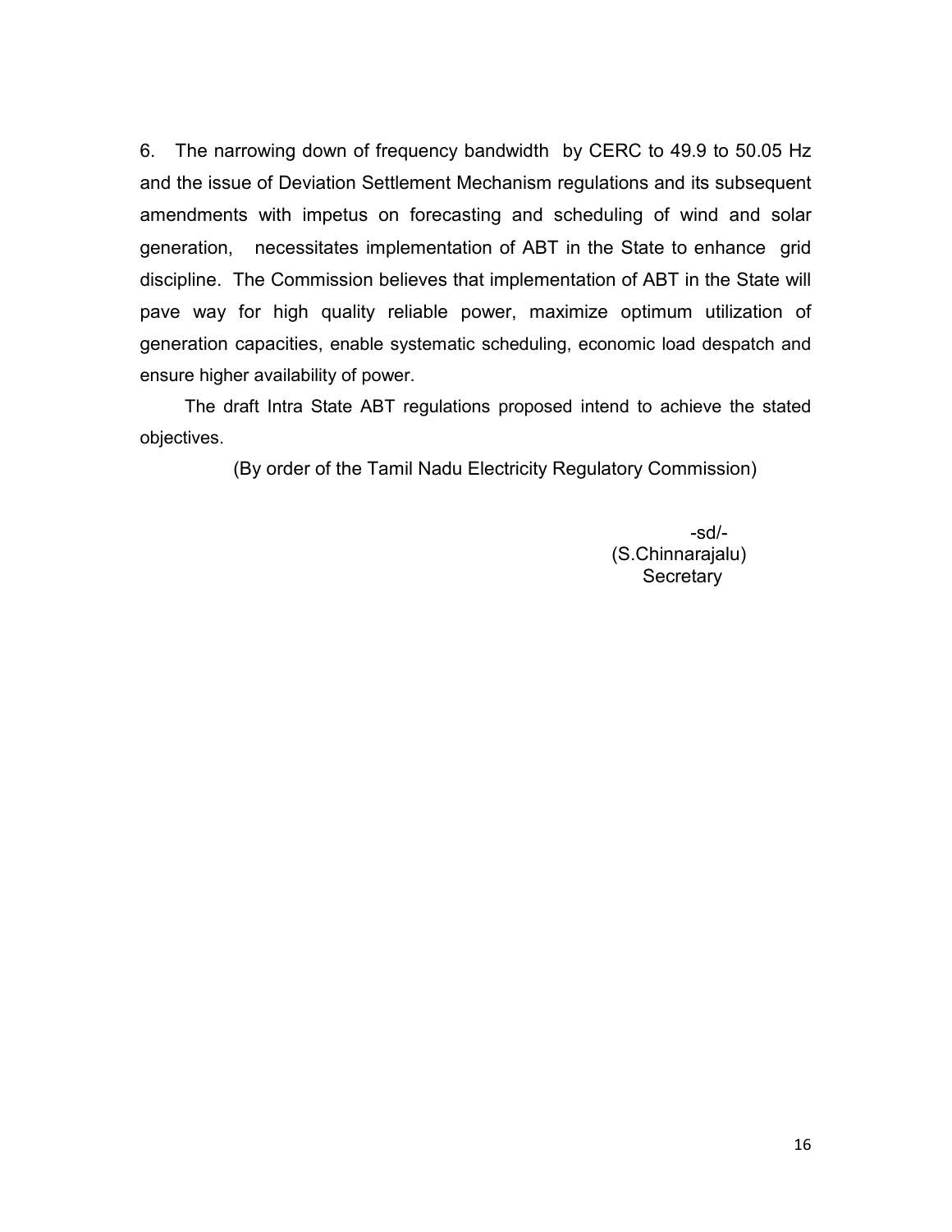6. The narrowing down of frequency bandwidth by CERC to 49.9 to 50.05 Hz and the issue of Deviation Settlement Mechanism regulations and its subsequent amendments with impetus on forecasting and scheduling of wind and solar generation, necessitates implementation of ABT in the State to enhance grid discipline. The Commission believes that implementation of ABT in the State will pave way for high quality reliable power, maximize optimum utilization of generation capacities, enable systematic scheduling, economic load despatch and ensure higher availability of power.

The draft Intra State ABT regulations proposed intend to achieve the stated objectives.

(By order of the Tamil Nadu Electricity Regulatory Commission)

-sd/-
(S.Chinnarajalu)
Secretary